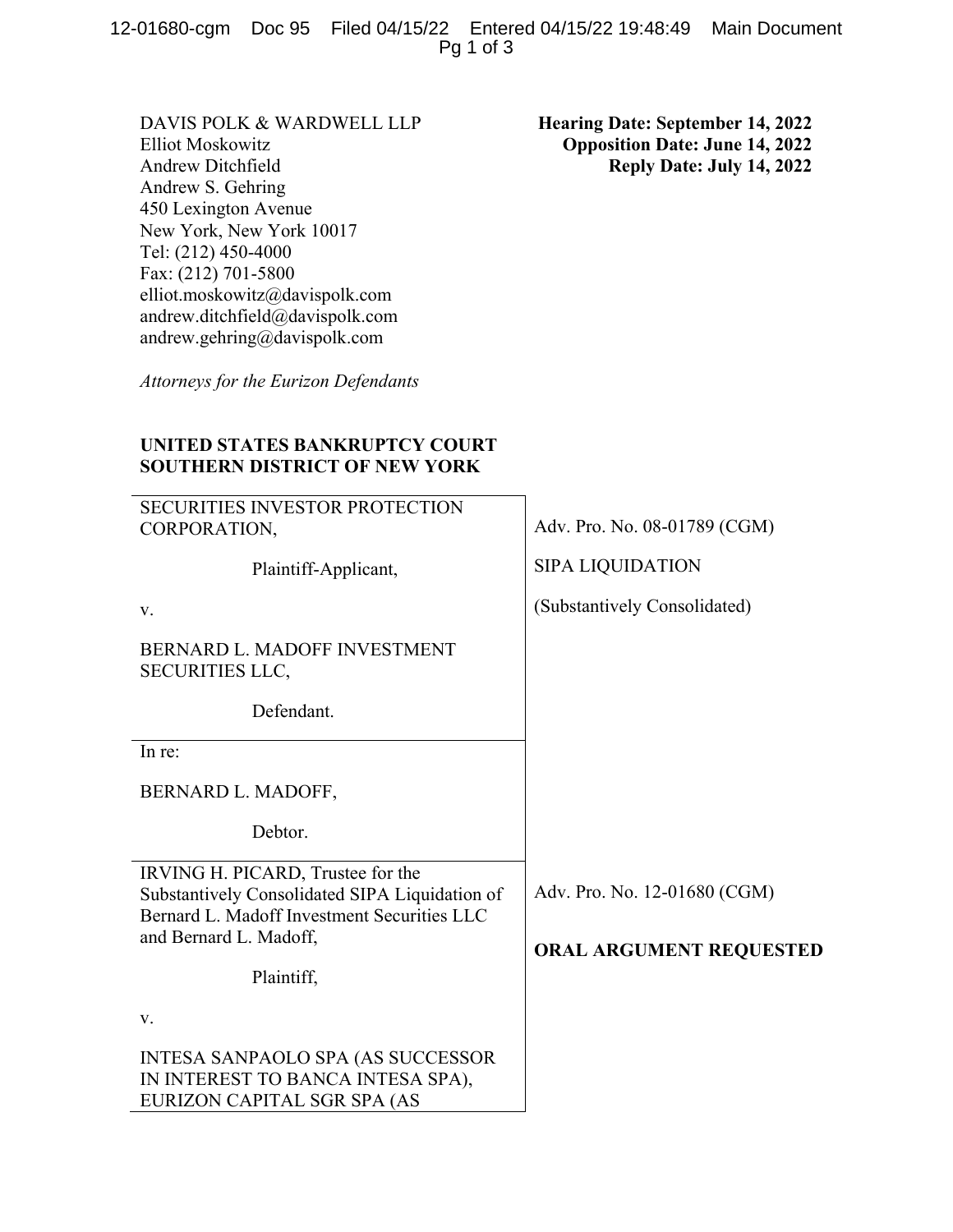DAVIS POLK & WARDWELL LLP
Elliot Moskowitz
Andrew Ditchfield
Andrew S. Gehring
450 Lexington Avenue
New York, New York 10017
Tel: (212) 450-4000
Fax: (212) 701-5800
elliot.moskowitz@davispolk.com
andrew.ditchfield@davispolk.com
andrew.gehring@davispolk.com

*Attorneys for the Eurizon Defendants*

**Hearing Date: September 14, 2022**
**Opposition Date: June 14, 2022**
**Reply Date: July 14, 2022**

**UNITED STATES BANKRUPTCY COURT**
**SOUTHERN DISTRICT OF NEW YORK**

| | |
|---|---|
| SECURITIES INVESTOR PROTECTION CORPORATION,<br><br>Plaintiff-Applicant,<br><br>v.<br><br>BERNARD L. MADOFF INVESTMENT SECURITIES LLC,<br><br>Defendant. | Adv. Pro. No. 08-01789 (CGM)<br><br>SIPA LIQUIDATION<br><br>(Substantively Consolidated) |
| In re:<br><br>BERNARD L. MADOFF,<br><br>Debtor. | |
| IRVING H. PICARD, Trustee for the Substantively Consolidated SIPA Liquidation of Bernard L. Madoff Investment Securities LLC and Bernard L. Madoff,<br><br>Plaintiff,<br><br>v.<br><br>INTESA SANPAOLO SPA (AS SUCCESSOR IN INTEREST TO BANCA INTESA SPA), EURIZON CAPITAL SGR SPA (AS | Adv. Pro. No. 12-01680 (CGM)<br><br>**ORAL ARGUMENT REQUESTED** |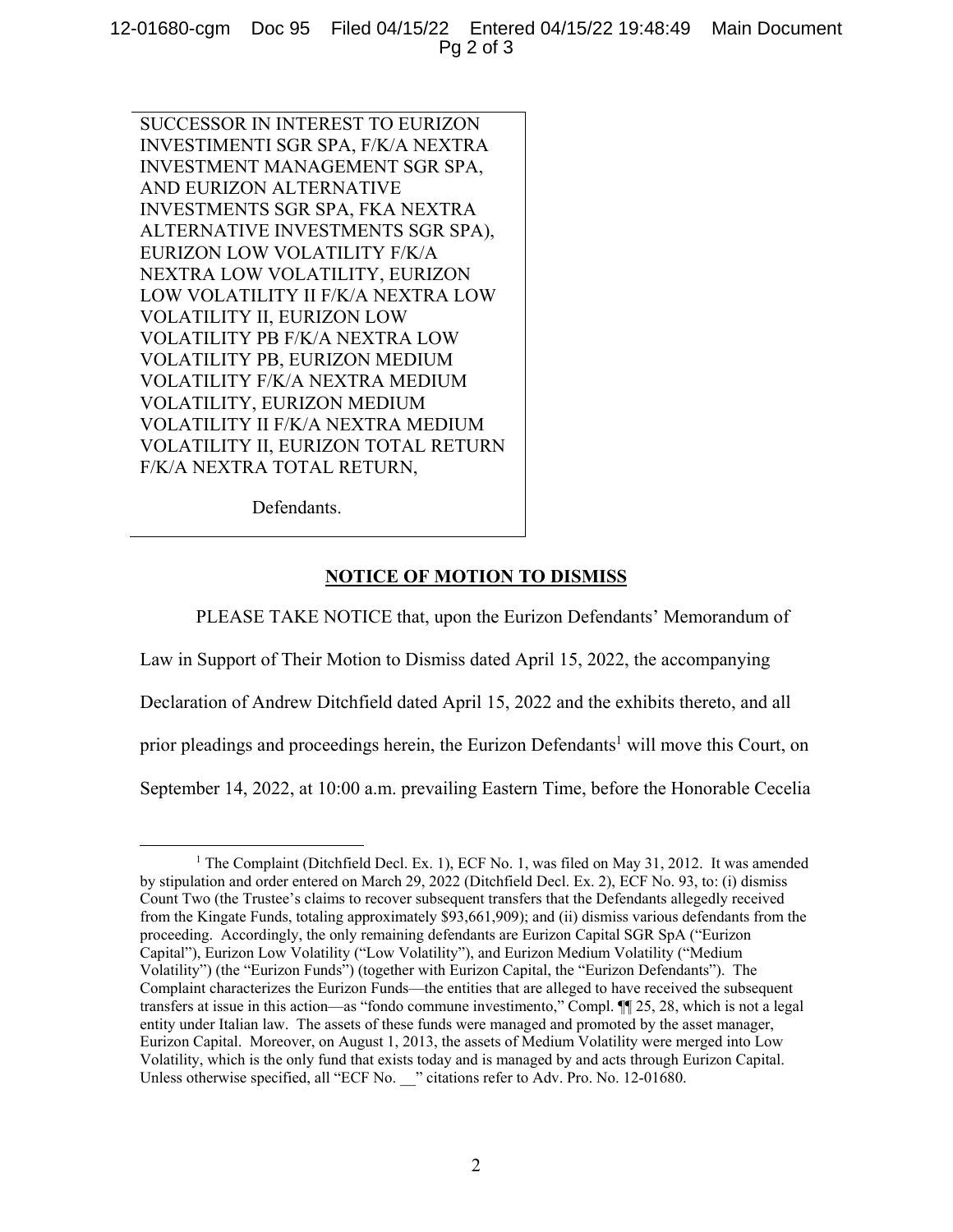SUCCESSOR IN INTEREST TO EURIZON INVESTIMENTI SGR SPA, F/K/A NEXTRA INVESTMENT MANAGEMENT SGR SPA, AND EURIZON ALTERNATIVE INVESTMENTS SGR SPA, FKA NEXTRA ALTERNATIVE INVESTMENTS SGR SPA), EURIZON LOW VOLATILITY F/K/A NEXTRA LOW VOLATILITY, EURIZON LOW VOLATILITY II F/K/A NEXTRA LOW VOLATILITY II, EURIZON LOW VOLATILITY PB F/K/A NEXTRA LOW VOLATILITY PB, EURIZON MEDIUM VOLATILITY F/K/A NEXTRA MEDIUM VOLATILITY, EURIZON MEDIUM VOLATILITY II F/K/A NEXTRA MEDIUM VOLATILITY II, EURIZON TOTAL RETURN F/K/A NEXTRA TOTAL RETURN,

Defendants.

**NOTICE OF MOTION TO DISMISS**

PLEASE TAKE NOTICE that, upon the Eurizon Defendants' Memorandum of Law in Support of Their Motion to Dismiss dated April 15, 2022, the accompanying Declaration of Andrew Ditchfield dated April 15, 2022 and the exhibits thereto, and all prior pleadings and proceedings herein, the Eurizon Defendants[1] will move this Court, on September 14, 2022, at 10:00 a.m. prevailing Eastern Time, before the Honorable Cecelia

[1] The Complaint (Ditchfield Decl. Ex. 1), ECF No. 1, was filed on May 31, 2012. It was amended by stipulation and order entered on March 29, 2022 (Ditchfield Decl. Ex. 2), ECF No. 93, to: (i) dismiss Count Two (the Trustee's claims to recover subsequent transfers that the Defendants allegedly received from the Kingate Funds, totaling approximately $93,661,909); and (ii) dismiss various defendants from the proceeding. Accordingly, the only remaining defendants are Eurizon Capital SGR SpA ("Eurizon Capital"), Eurizon Low Volatility ("Low Volatility"), and Eurizon Medium Volatility ("Medium Volatility") (the "Eurizon Funds") (together with Eurizon Capital, the "Eurizon Defendants"). The Complaint characterizes the Eurizon Funds—the entities that are alleged to have received the subsequent transfers at issue in this action—as "fondo commune investimento," Compl. ¶¶ 25, 28, which is not a legal entity under Italian law. The assets of these funds were managed and promoted by the asset manager, Eurizon Capital. Moreover, on August 1, 2013, the assets of Medium Volatility were merged into Low Volatility, which is the only fund that exists today and is managed by and acts through Eurizon Capital. Unless otherwise specified, all "ECF No. __" citations refer to Adv. Pro. No. 12-01680.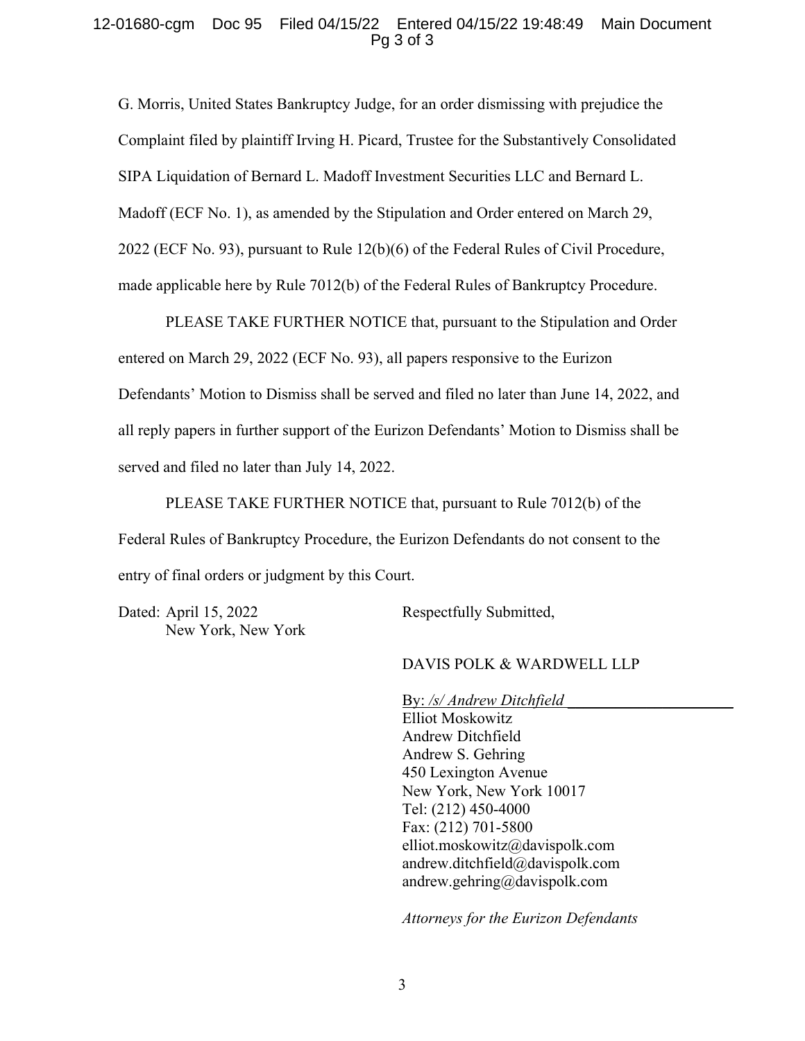G. Morris, United States Bankruptcy Judge, for an order dismissing with prejudice the Complaint filed by plaintiff Irving H. Picard, Trustee for the Substantively Consolidated SIPA Liquidation of Bernard L. Madoff Investment Securities LLC and Bernard L. Madoff (ECF No. 1), as amended by the Stipulation and Order entered on March 29, 2022 (ECF No. 93), pursuant to Rule 12(b)(6) of the Federal Rules of Civil Procedure, made applicable here by Rule 7012(b) of the Federal Rules of Bankruptcy Procedure.

PLEASE TAKE FURTHER NOTICE that, pursuant to the Stipulation and Order entered on March 29, 2022 (ECF No. 93), all papers responsive to the Eurizon Defendants' Motion to Dismiss shall be served and filed no later than June 14, 2022, and all reply papers in further support of the Eurizon Defendants' Motion to Dismiss shall be served and filed no later than July 14, 2022.

PLEASE TAKE FURTHER NOTICE that, pursuant to Rule 7012(b) of the Federal Rules of Bankruptcy Procedure, the Eurizon Defendants do not consent to the entry of final orders or judgment by this Court.

Dated: April 15, 2022
New York, New York

Respectfully Submitted,

DAVIS POLK & WARDWELL LLP

By: */s/ Andrew Ditchfield* \_\_\_\_\_\_\_\_\_\_\_\_\_\_\_\_\_\_\_\_\_\_
Elliot Moskowitz
Andrew Ditchfield
Andrew S. Gehring
450 Lexington Avenue
New York, New York 10017
Tel: (212) 450-4000
Fax: (212) 701-5800
elliot.moskowitz@davispolk.com
andrew.ditchfield@davispolk.com
andrew.gehring@davispolk.com

*Attorneys for the Eurizon Defendants*